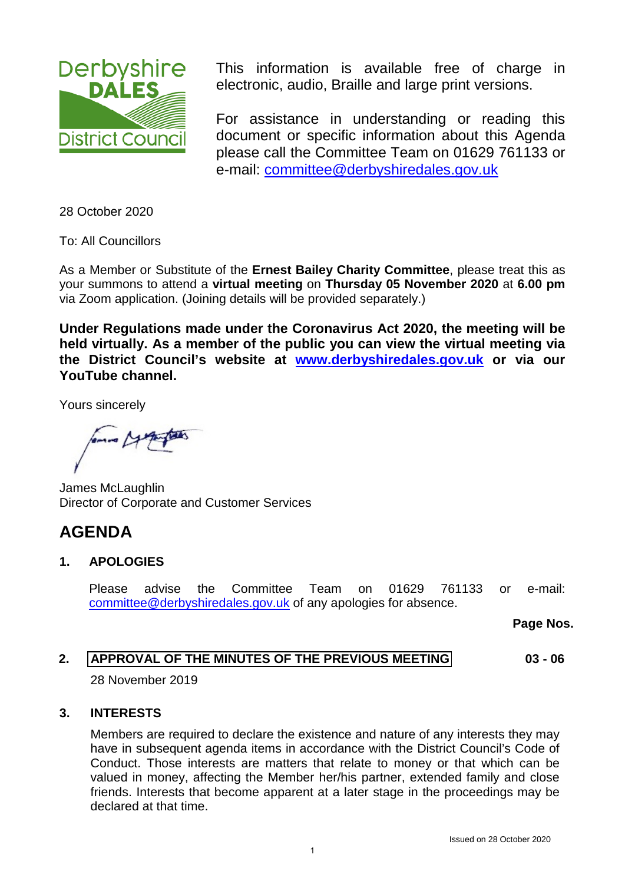This information is available free of charge in electronic, audio, Braille and large print versions.

For assistance in understanding or reading this document or specific information about this Agenda please call the Committee Team on 01629 761133 or e-mail: committee@derbyshiredales.gov.uk

28 October 2020

To: All Councillors

As a Member or Substitute of the **Ernest Bailey Charity Committee**, please treat this as your summons to attend a **virtual meeting** on **Thursday 05 November 2020** at **6.00 pm** via Zoom application. (Joining details will be provided separately.)

**Under Regulations made under the Coronavirus Act 2020, the meeting will be held virtually. As a member of the public you can view the virtual meeting via the District Council's website at www.derbyshiredales.gov.uk or via our YouTube channel.**

Yours sincerely

James McLaughlin
Director of Corporate and Customer Services

# AGENDA

## 1. APOLOGIES

Please advise the Committee Team on 01629 761133 or e-mail: committee@derbyshiredales.gov.uk of any apologies for absence.

**Page Nos.**

## 2. APPROVAL OF THE MINUTES OF THE PREVIOUS MEETING — 03 - 06

28 November 2019

## 3. INTERESTS

Members are required to declare the existence and nature of any interests they may have in subsequent agenda items in accordance with the District Council's Code of Conduct. Those interests are matters that relate to money or that which can be valued in money, affecting the Member her/his partner, extended family and close friends. Interests that become apparent at a later stage in the proceedings may be declared at that time.

Issued on 28 October 2020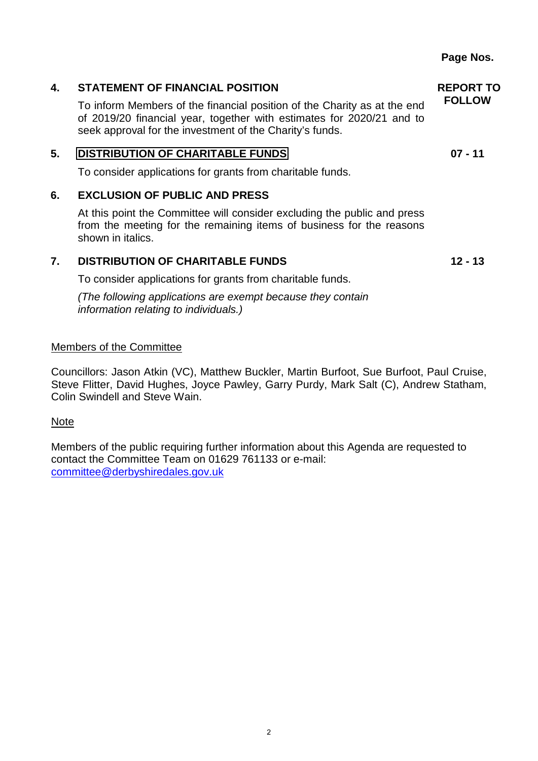**Page Nos.**

**4. STATEMENT OF FINANCIAL POSITION** **REPORT TO FOLLOW**

To inform Members of the financial position of the Charity as at the end of 2019/20 financial year, together with estimates for 2020/21 and to seek approval for the investment of the Charity's funds.

**5. DISTRIBUTION OF CHARITABLE FUNDS** **07 - 11**

To consider applications for grants from charitable funds.

**6. EXCLUSION OF PUBLIC AND PRESS**

At this point the Committee will consider excluding the public and press from the meeting for the remaining items of business for the reasons shown in italics.

**7. DISTRIBUTION OF CHARITABLE FUNDS** **12 - 13**

To consider applications for grants from charitable funds.

*(The following applications are exempt because they contain information relating to individuals.)*

Members of the Committee

Councillors: Jason Atkin (VC), Matthew Buckler, Martin Burfoot, Sue Burfoot, Paul Cruise, Steve Flitter, David Hughes, Joyce Pawley, Garry Purdy, Mark Salt (C), Andrew Statham, Colin Swindell and Steve Wain.

Note

Members of the public requiring further information about this Agenda are requested to contact the Committee Team on 01629 761133 or e-mail: committee@derbyshiredales.gov.uk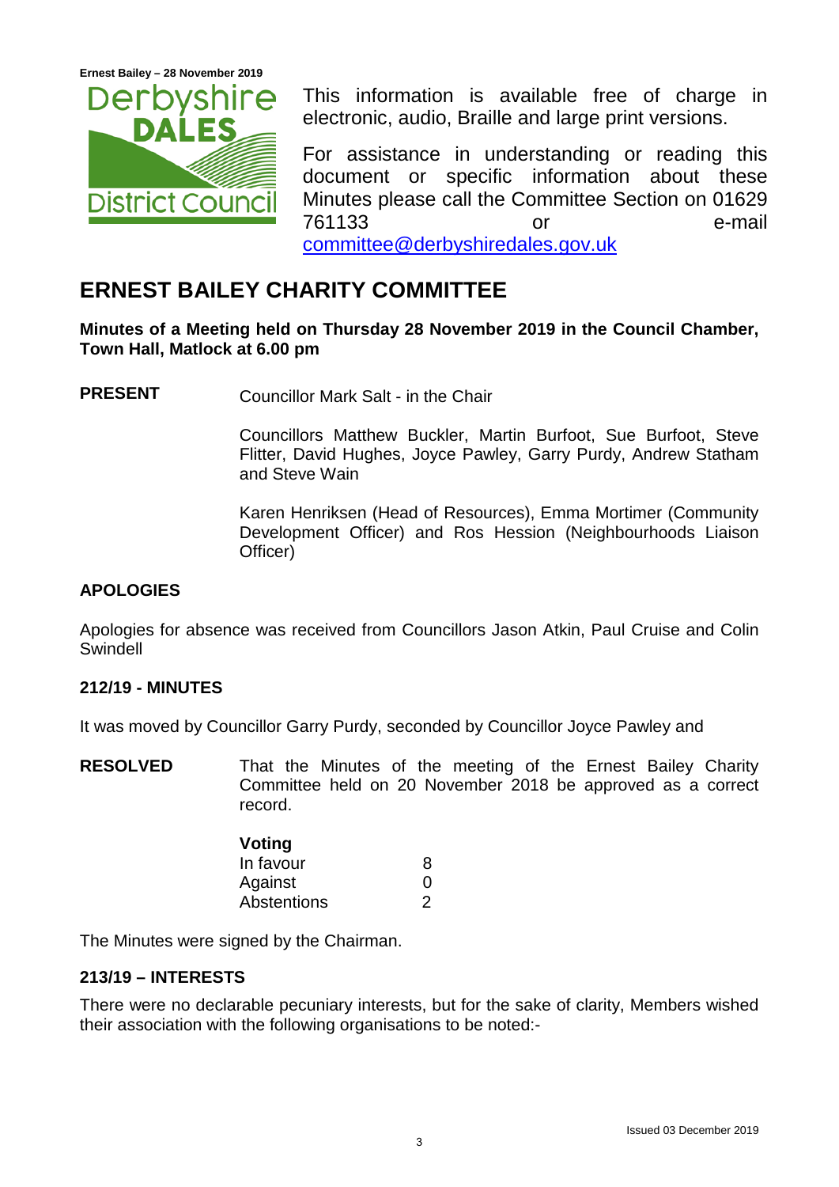This information is available free of charge in electronic, audio, Braille and large print versions.

For assistance in understanding or reading this document or specific information about these Minutes please call the Committee Section on 01629 761133 or e-mail committee@derbyshiredales.gov.uk

# ERNEST BAILEY CHARITY COMMITTEE

**Minutes of a Meeting held on Thursday 28 November 2019 in the Council Chamber, Town Hall, Matlock at 6.00 pm**

**PRESENT** Councillor Mark Salt - in the Chair

Councillors Matthew Buckler, Martin Burfoot, Sue Burfoot, Steve Flitter, David Hughes, Joyce Pawley, Garry Purdy, Andrew Statham and Steve Wain

Karen Henriksen (Head of Resources), Emma Mortimer (Community Development Officer) and Ros Hession (Neighbourhoods Liaison Officer)

## APOLOGIES

Apologies for absence was received from Councillors Jason Atkin, Paul Cruise and Colin Swindell

## 212/19 - MINUTES

It was moved by Councillor Garry Purdy, seconded by Councillor Joyce Pawley and

**RESOLVED** That the Minutes of the meeting of the Ernest Bailey Charity Committee held on 20 November 2018 be approved as a correct record.

**Voting**

| | |
|---|---|
| In favour | 8 |
| Against | 0 |
| Abstentions | 2 |

The Minutes were signed by the Chairman.

## 213/19 – INTERESTS

There were no declarable pecuniary interests, but for the sake of clarity, Members wished their association with the following organisations to be noted:-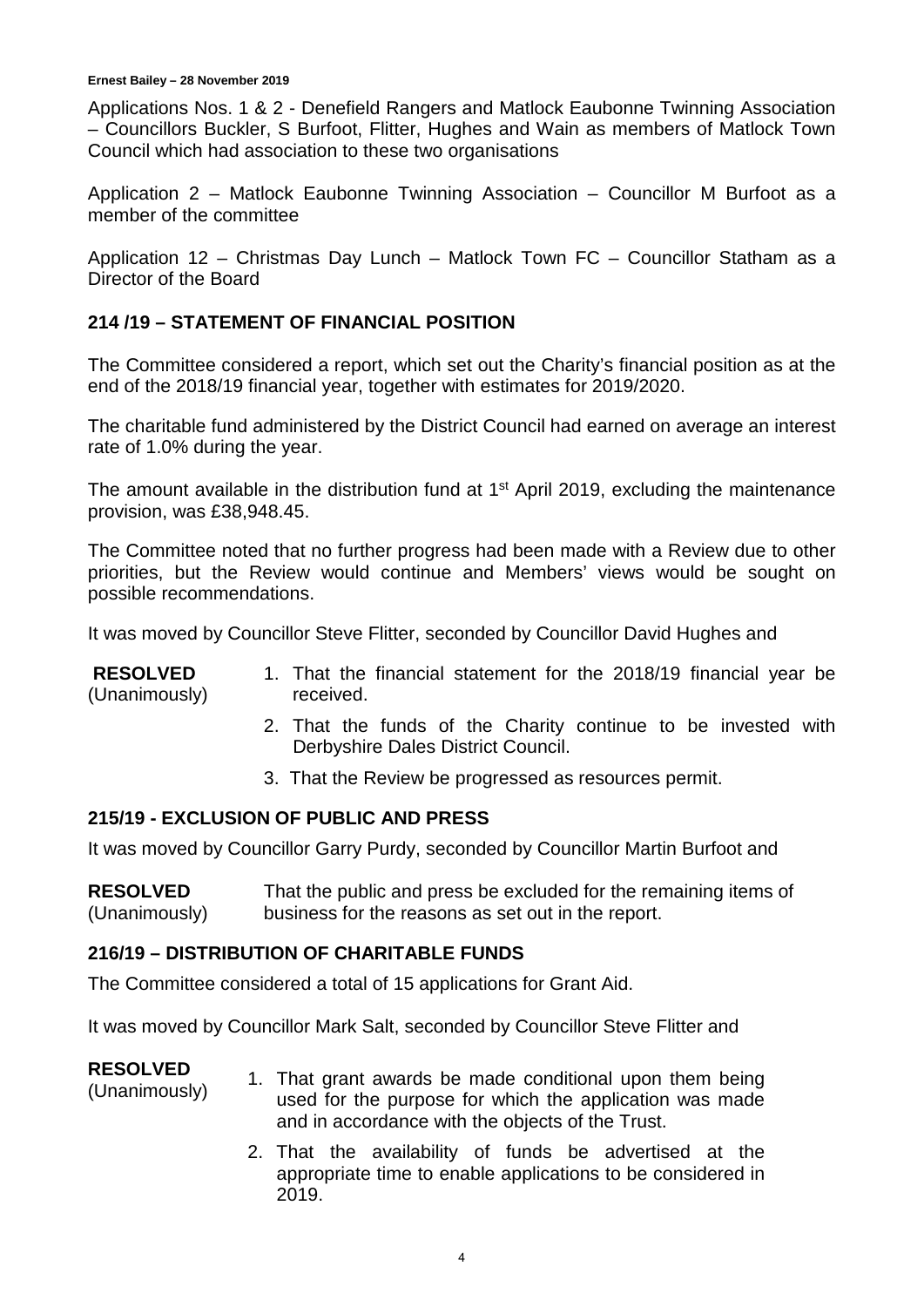Applications Nos. 1 & 2 - Denefield Rangers and Matlock Eaubonne Twinning Association – Councillors Buckler, S Burfoot, Flitter, Hughes and Wain as members of Matlock Town Council which had association to these two organisations

Application 2 – Matlock Eaubonne Twinning Association – Councillor M Burfoot as a member of the committee

Application 12 – Christmas Day Lunch – Matlock Town FC – Councillor Statham as a Director of the Board

## 214 /19 – STATEMENT OF FINANCIAL POSITION

The Committee considered a report, which set out the Charity's financial position as at the end of the 2018/19 financial year, together with estimates for 2019/2020.

The charitable fund administered by the District Council had earned on average an interest rate of 1.0% during the year.

The amount available in the distribution fund at 1st April 2019, excluding the maintenance provision, was £38,948.45.

The Committee noted that no further progress had been made with a Review due to other priorities, but the Review would continue and Members' views would be sought on possible recommendations.

It was moved by Councillor Steve Flitter, seconded by Councillor David Hughes and

**RESOLVED** (Unanimously)

1. That the financial statement for the 2018/19 financial year be received.
2. That the funds of the Charity continue to be invested with Derbyshire Dales District Council.
3. That the Review be progressed as resources permit.

## 215/19 - EXCLUSION OF PUBLIC AND PRESS

It was moved by Councillor Garry Purdy, seconded by Councillor Martin Burfoot and

**RESOLVED** (Unanimously)

That the public and press be excluded for the remaining items of business for the reasons as set out in the report.

## 216/19 – DISTRIBUTION OF CHARITABLE FUNDS

The Committee considered a total of 15 applications for Grant Aid.

It was moved by Councillor Mark Salt, seconded by Councillor Steve Flitter and

**RESOLVED** (Unanimously)

1. That grant awards be made conditional upon them being used for the purpose for which the application was made and in accordance with the objects of the Trust.
2. That the availability of funds be advertised at the appropriate time to enable applications to be considered in 2019.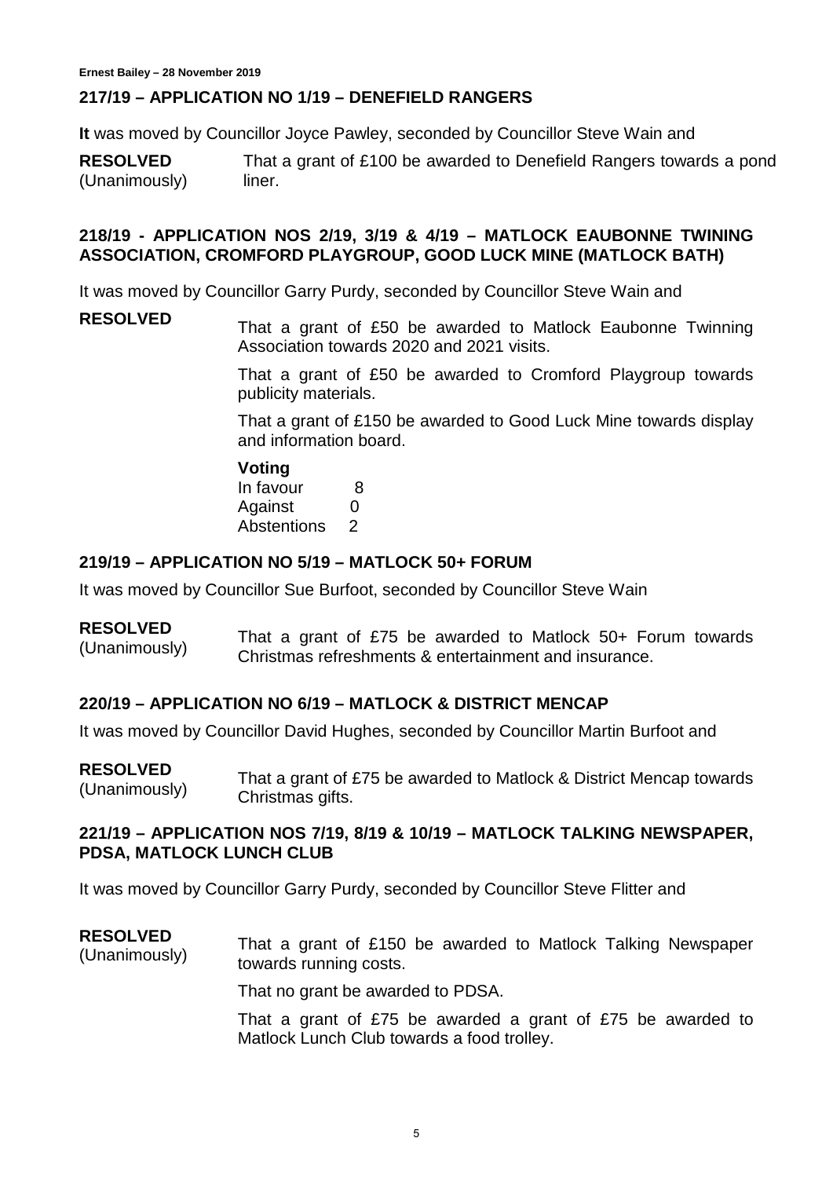## 217/19 – APPLICATION NO 1/19 – DENEFIELD RANGERS

**It** was moved by Councillor Joyce Pawley, seconded by Councillor Steve Wain and

**RESOLVED** (Unanimously)

That a grant of £100 be awarded to Denefield Rangers towards a pond liner.

## 218/19 - APPLICATION NOS 2/19, 3/19 & 4/19 – MATLOCK EAUBONNE TWINING ASSOCIATION, CROMFORD PLAYGROUP, GOOD LUCK MINE (MATLOCK BATH)

It was moved by Councillor Garry Purdy, seconded by Councillor Steve Wain and

**RESOLVED**

That a grant of £50 be awarded to Matlock Eaubonne Twinning Association towards 2020 and 2021 visits.

That a grant of £50 be awarded to Cromford Playgroup towards publicity materials.

That a grant of £150 be awarded to Good Luck Mine towards display and information board.

**Voting**

| | |
|---|---|
| In favour | 8 |
| Against | 0 |
| Abstentions | 2 |

## 219/19 – APPLICATION NO 5/19 – MATLOCK 50+ FORUM

It was moved by Councillor Sue Burfoot, seconded by Councillor Steve Wain

**RESOLVED** (Unanimously)

That a grant of £75 be awarded to Matlock 50+ Forum towards Christmas refreshments & entertainment and insurance.

## 220/19 – APPLICATION NO 6/19 – MATLOCK & DISTRICT MENCAP

It was moved by Councillor David Hughes, seconded by Councillor Martin Burfoot and

**RESOLVED** (Unanimously)

That a grant of £75 be awarded to Matlock & District Mencap towards Christmas gifts.

## 221/19 – APPLICATION NOS 7/19, 8/19 & 10/19 – MATLOCK TALKING NEWSPAPER, PDSA, MATLOCK LUNCH CLUB

It was moved by Councillor Garry Purdy, seconded by Councillor Steve Flitter and

**RESOLVED** (Unanimously)

That a grant of £150 be awarded to Matlock Talking Newspaper towards running costs.

That no grant be awarded to PDSA.

That a grant of £75 be awarded a grant of £75 be awarded to Matlock Lunch Club towards a food trolley.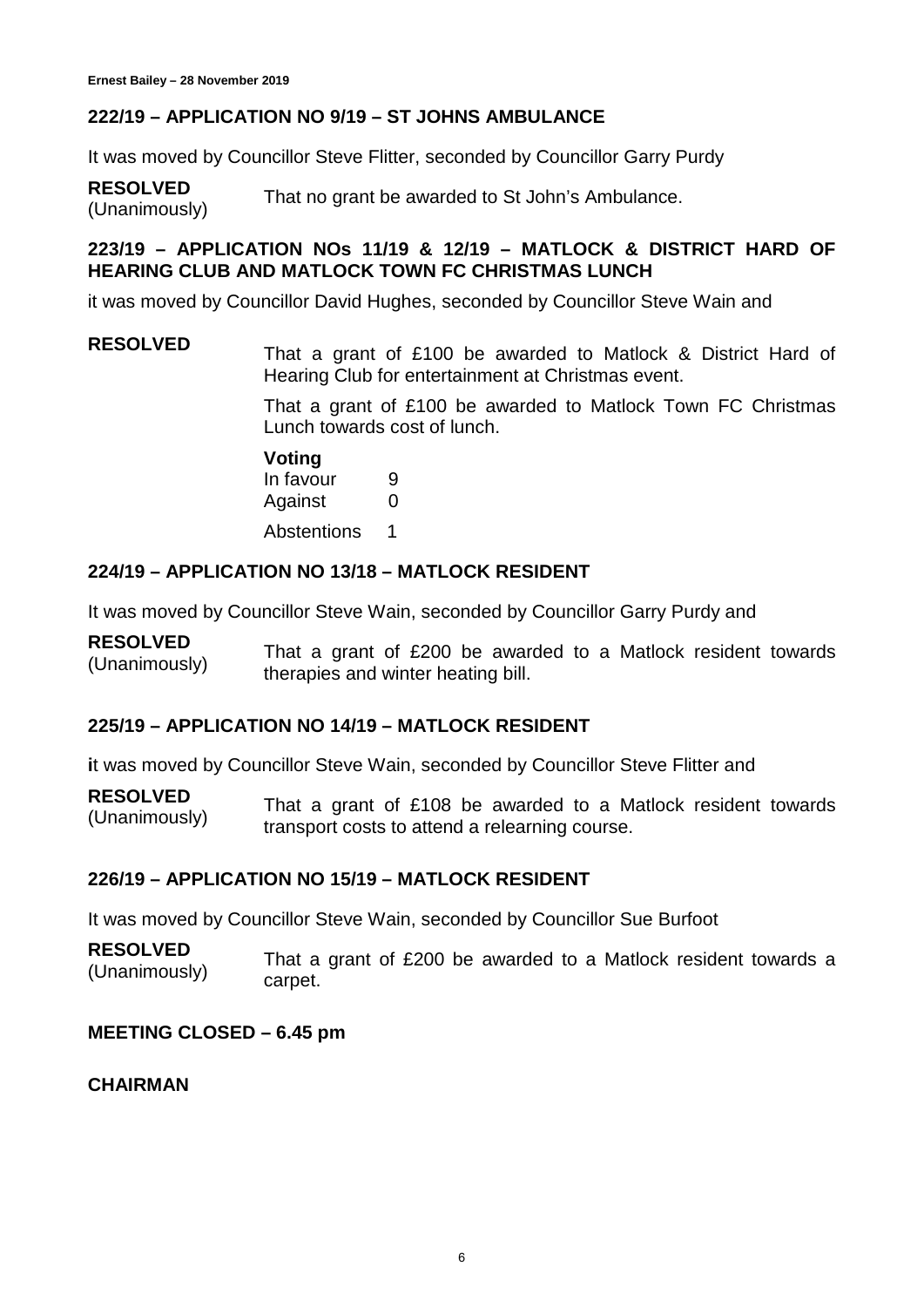## 222/19 – APPLICATION NO 9/19 – ST JOHNS AMBULANCE

It was moved by Councillor Steve Flitter, seconded by Councillor Garry Purdy

**RESOLVED** (Unanimously) That no grant be awarded to St John's Ambulance.

## 223/19 – APPLICATION NOs 11/19 & 12/19 – MATLOCK & DISTRICT HARD OF HEARING CLUB AND MATLOCK TOWN FC CHRISTMAS LUNCH

it was moved by Councillor David Hughes, seconded by Councillor Steve Wain and

**RESOLVED** That a grant of £100 be awarded to Matlock & District Hard of Hearing Club for entertainment at Christmas event.

That a grant of £100 be awarded to Matlock Town FC Christmas Lunch towards cost of lunch.

**Voting**

| | |
|---|---|
| In favour | 9 |
| Against | 0 |
| Abstentions | 1 |

## 224/19 – APPLICATION NO 13/18 – MATLOCK RESIDENT

It was moved by Councillor Steve Wain, seconded by Councillor Garry Purdy and

**RESOLVED** (Unanimously) That a grant of £200 be awarded to a Matlock resident towards therapies and winter heating bill.

## 225/19 – APPLICATION NO 14/19 – MATLOCK RESIDENT

**i**t was moved by Councillor Steve Wain, seconded by Councillor Steve Flitter and

**RESOLVED** (Unanimously) That a grant of £108 be awarded to a Matlock resident towards transport costs to attend a relearning course.

## 226/19 – APPLICATION NO 15/19 – MATLOCK RESIDENT

It was moved by Councillor Steve Wain, seconded by Councillor Sue Burfoot

**RESOLVED** (Unanimously) That a grant of £200 be awarded to a Matlock resident towards a carpet.

**MEETING CLOSED – 6.45 pm**

**CHAIRMAN**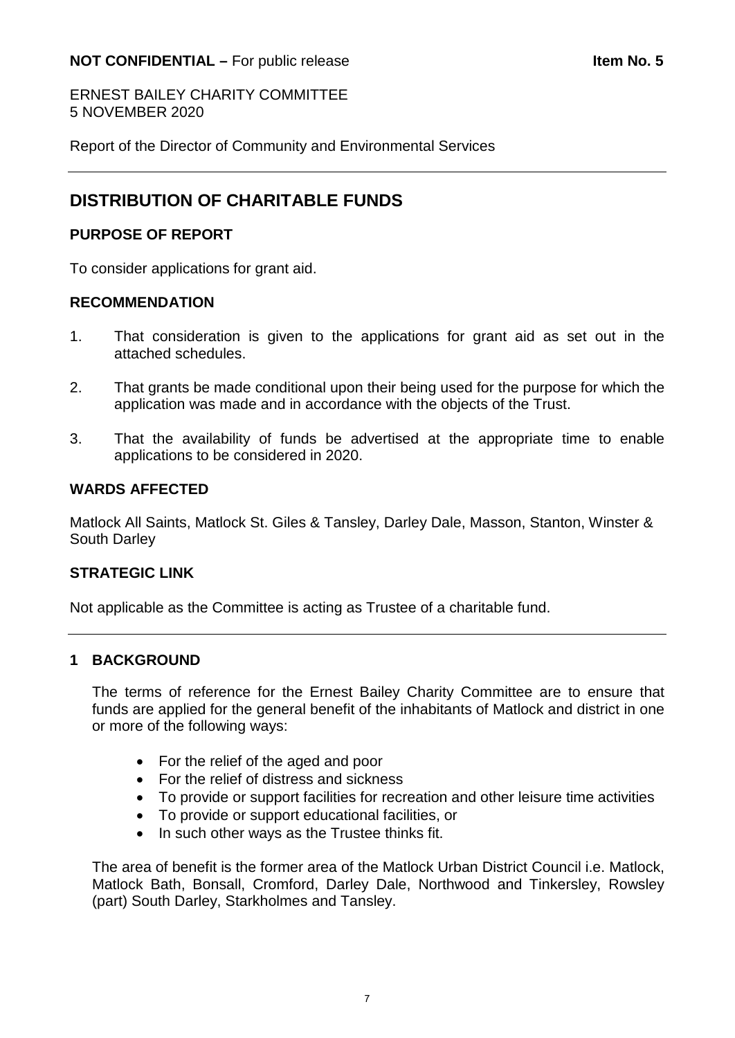**NOT CONFIDENTIAL –** For public release **Item No. 5**

ERNEST BAILEY CHARITY COMMITTEE
5 NOVEMBER 2020

Report of the Director of Community and Environmental Services

## DISTRIBUTION OF CHARITABLE FUNDS

### PURPOSE OF REPORT

To consider applications for grant aid.

### RECOMMENDATION

1. That consideration is given to the applications for grant aid as set out in the attached schedules.
2. That grants be made conditional upon their being used for the purpose for which the application was made and in accordance with the objects of the Trust.
3. That the availability of funds be advertised at the appropriate time to enable applications to be considered in 2020.

### WARDS AFFECTED

Matlock All Saints, Matlock St. Giles & Tansley, Darley Dale, Masson, Stanton, Winster & South Darley

### STRATEGIC LINK

Not applicable as the Committee is acting as Trustee of a charitable fund.

### 1 BACKGROUND

The terms of reference for the Ernest Bailey Charity Committee are to ensure that funds are applied for the general benefit of the inhabitants of Matlock and district in one or more of the following ways:

- For the relief of the aged and poor
- For the relief of distress and sickness
- To provide or support facilities for recreation and other leisure time activities
- To provide or support educational facilities, or
- In such other ways as the Trustee thinks fit.

The area of benefit is the former area of the Matlock Urban District Council i.e. Matlock, Matlock Bath, Bonsall, Cromford, Darley Dale, Northwood and Tinkersley, Rowsley (part) South Darley, Starkholmes and Tansley.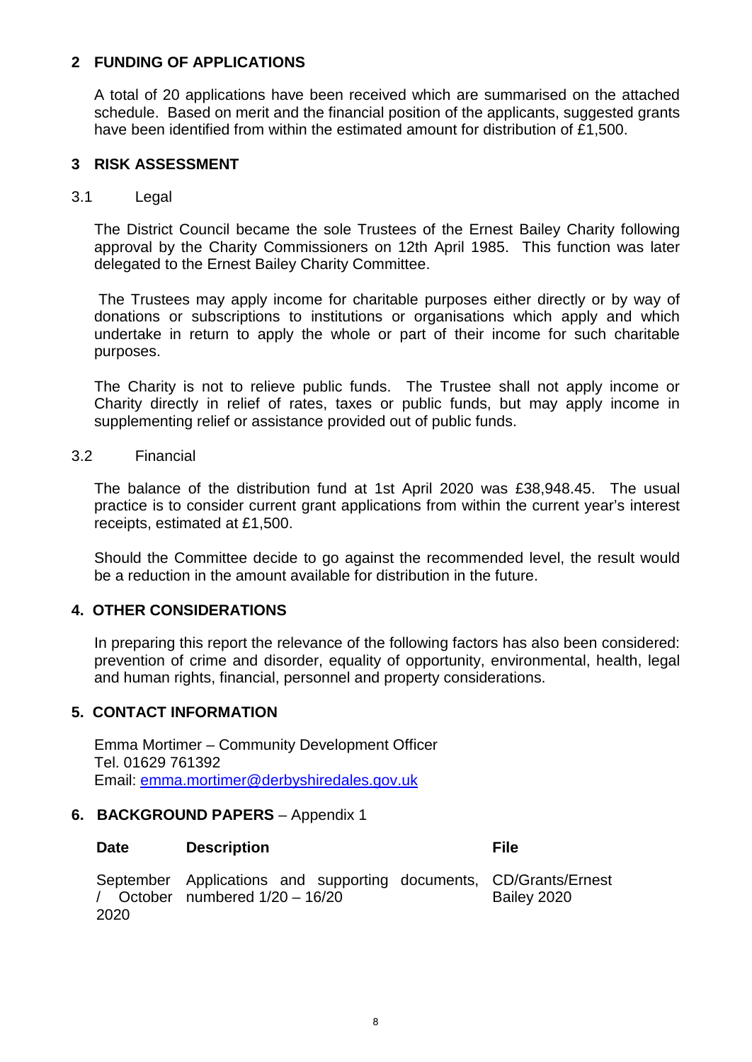## 2 FUNDING OF APPLICATIONS

A total of 20 applications have been received which are summarised on the attached schedule. Based on merit and the financial position of the applicants, suggested grants have been identified from within the estimated amount for distribution of £1,500.

## 3 RISK ASSESSMENT

### 3.1 Legal

The District Council became the sole Trustees of the Ernest Bailey Charity following approval by the Charity Commissioners on 12th April 1985. This function was later delegated to the Ernest Bailey Charity Committee.

The Trustees may apply income for charitable purposes either directly or by way of donations or subscriptions to institutions or organisations which apply and which undertake in return to apply the whole or part of their income for such charitable purposes.

The Charity is not to relieve public funds. The Trustee shall not apply income or Charity directly in relief of rates, taxes or public funds, but may apply income in supplementing relief or assistance provided out of public funds.

### 3.2 Financial

The balance of the distribution fund at 1st April 2020 was £38,948.45. The usual practice is to consider current grant applications from within the current year's interest receipts, estimated at £1,500.

Should the Committee decide to go against the recommended level, the result would be a reduction in the amount available for distribution in the future.

## 4. OTHER CONSIDERATIONS

In preparing this report the relevance of the following factors has also been considered: prevention of crime and disorder, equality of opportunity, environmental, health, legal and human rights, financial, personnel and property considerations.

## 5. CONTACT INFORMATION

Emma Mortimer – Community Development Officer
Tel. 01629 761392
Email: emma.mortimer@derbyshiredales.gov.uk

## 6. BACKGROUND PAPERS – Appendix 1

| Date | Description | File |
|---|---|---|
| September / October 2020 | Applications and supporting documents, numbered 1/20 – 16/20 | CD/Grants/Ernest Bailey 2020 |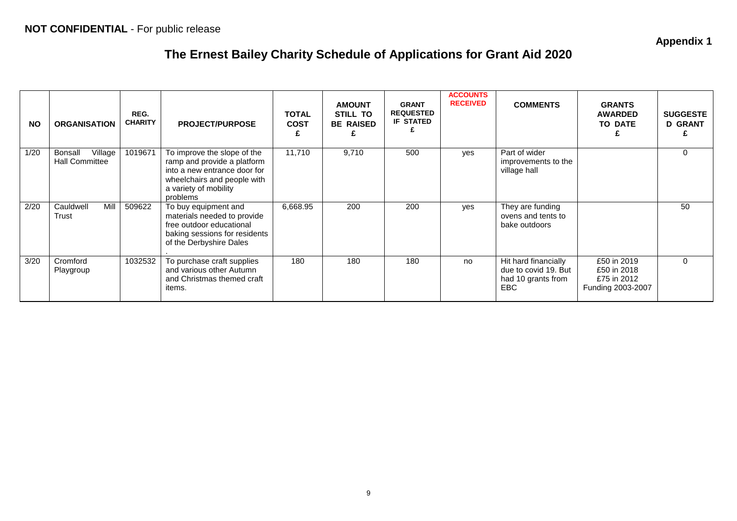**NOT CONFIDENTIAL** - For public release

**Appendix 1**

# The Ernest Bailey Charity Schedule of Applications for Grant Aid 2020

| NO | ORGANISATION | REG. CHARITY | PROJECT/PURPOSE | TOTAL COST £ | AMOUNT STILL TO BE RAISED £ | GRANT REQUESTED IF STATED £ | ACCOUNTS RECEIVED | COMMENTS | GRANTS AWARDED TO DATE £ | SUGGESTED GRANT £ |
|---|---|---|---|---|---|---|---|---|---|---|
| 1/20 | Bonsall Village Hall Committee | 1019671 | To improve the slope of the ramp and provide a platform into a new entrance door for wheelchairs and people with a variety of mobility problems | 11,710 | 9,710 | 500 | yes | Part of wider improvements to the village hall | | 0 |
| 2/20 | Cauldwell Mill Trust | 509622 | To buy equipment and materials needed to provide free outdoor educational baking sessions for residents of the Derbyshire Dales . | 6,668.95 | 200 | 200 | yes | They are funding ovens and tents to bake outdoors | | 50 |
| 3/20 | Cromford Playgroup | 1032532 | To purchase craft supplies and various other Autumn and Christmas themed craft items. | 180 | 180 | 180 | no | Hit hard financially due to covid 19. But had 10 grants from EBC | £50 in 2019<br>£50 in 2018<br>£75 in 2012<br>Funding 2003-2007 | 0 |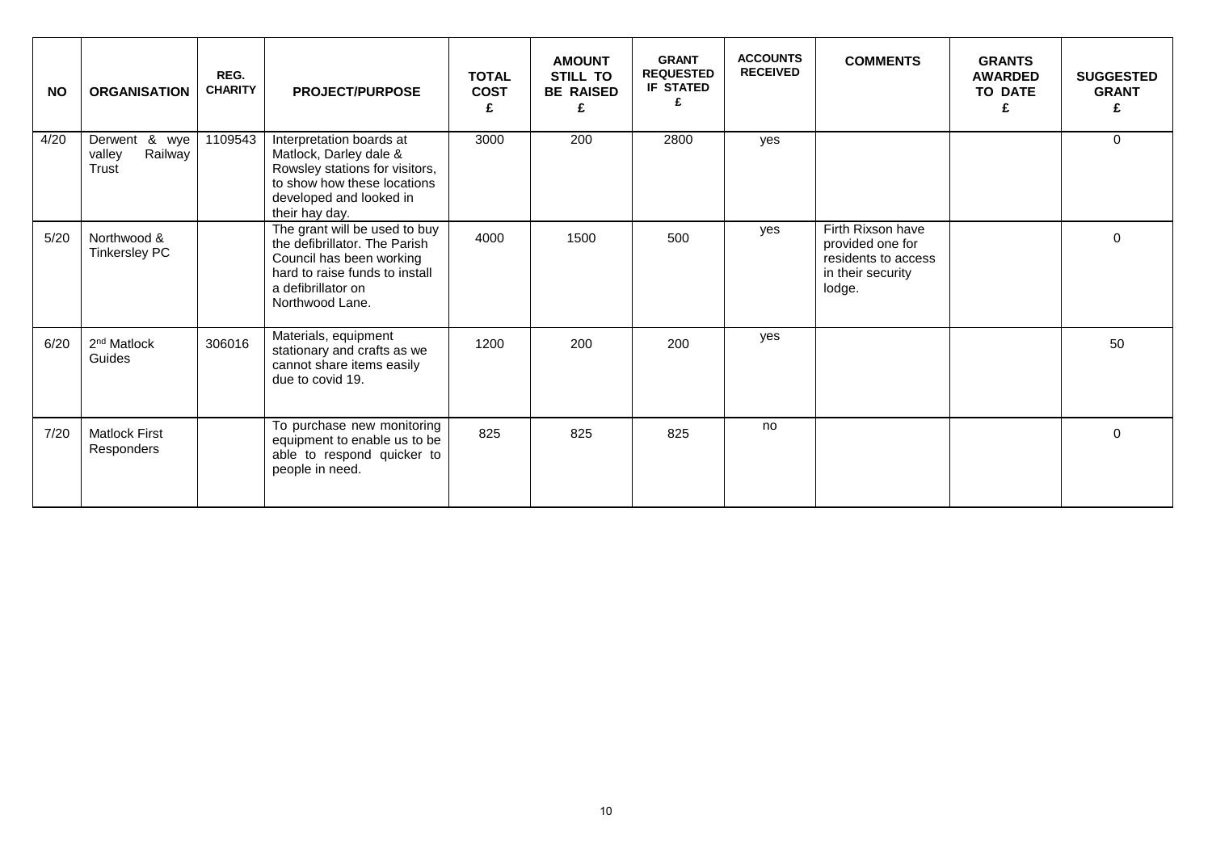| NO | ORGANISATION | REG. CHARITY | PROJECT/PURPOSE | TOTAL COST £ | AMOUNT STILL TO BE RAISED £ | GRANT REQUESTED IF STATED £ | ACCOUNTS RECEIVED | COMMENTS | GRANTS AWARDED TO DATE £ | SUGGESTED GRANT £ |
|---|---|---|---|---|---|---|---|---|---|---|
| 4/20 | Derwent & wye valley Railway Trust | 1109543 | Interpretation boards at Matlock, Darley dale & Rowsley stations for visitors, to show how these locations developed and looked in their hay day. | 3000 | 200 | 2800 | yes | | | 0 |
| 5/20 | Northwood & Tinkersley PC | | The grant will be used to buy the defibrillator. The Parish Council has been working hard to raise funds to install a defibrillator on Northwood Lane. | 4000 | 1500 | 500 | yes | Firth Rixson have provided one for residents to access in their security lodge. | | 0 |
| 6/20 | 2nd Matlock Guides | 306016 | Materials, equipment stationary and crafts as we cannot share items easily due to covid 19. | 1200 | 200 | 200 | yes | | | 50 |
| 7/20 | Matlock First Responders | | To purchase new monitoring equipment to enable us to be able to respond quicker to people in need. | 825 | 825 | 825 | no | | | 0 |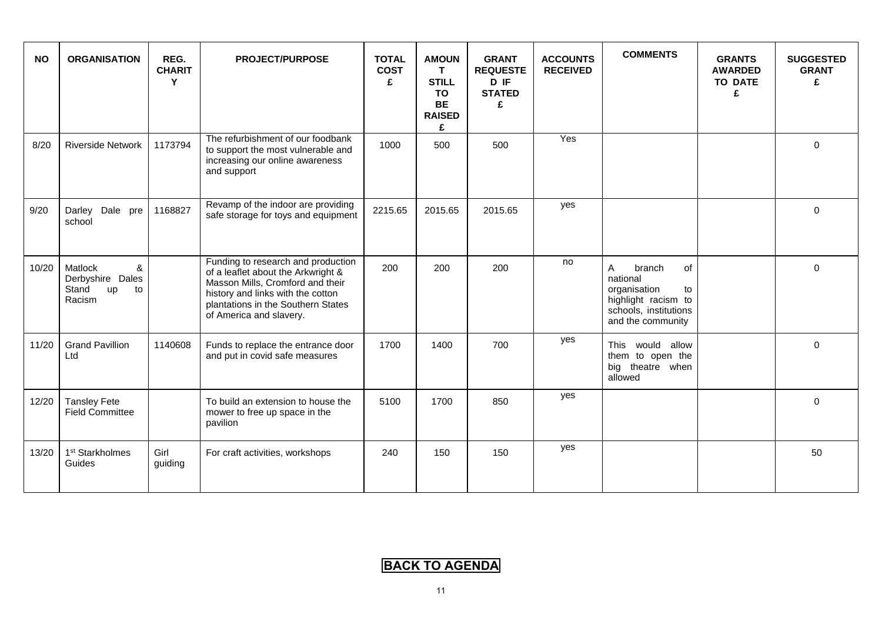| NO | ORGANISATION | REG. CHARITY | PROJECT/PURPOSE | TOTAL COST £ | AMOUNT STILL TO BE RAISED £ | GRANT REQUESTED IF STATED £ | ACCOUNTS RECEIVED | COMMENTS | GRANTS AWARDED TO DATE £ | SUGGESTED GRANT £ |
|---|---|---|---|---|---|---|---|---|---|---|
| 8/20 | Riverside Network | 1173794 | The refurbishment of our foodbank to support the most vulnerable and increasing our online awareness and support | 1000 | 500 | 500 | Yes | | | 0 |
| 9/20 | Darley Dale pre school | 1168827 | Revamp of the indoor are providing safe storage for toys and equipment | 2215.65 | 2015.65 | 2015.65 | yes | | | 0 |
| 10/20 | Matlock & Derbyshire Dales Stand up to Racism | | Funding to research and production of a leaflet about the Arkwright & Masson Mills, Cromford and their history and links with the cotton plantations in the Southern States of America and slavery. | 200 | 200 | 200 | no | A branch of national organisation to highlight racism to schools, institutions and the community | | 0 |
| 11/20 | Grand Pavillion Ltd | 1140608 | Funds to replace the entrance door and put in covid safe measures | 1700 | 1400 | 700 | yes | This would allow them to open the big theatre when allowed | | 0 |
| 12/20 | Tansley Fete Field Committee | | To build an extension to house the mower to free up space in the pavilion | 5100 | 1700 | 850 | yes | | | 0 |
| 13/20 | 1st Starkholmes Guides | Girl guiding | For craft activities, workshops | 240 | 150 | 150 | yes | | | 50 |

**BACK TO AGENDA**